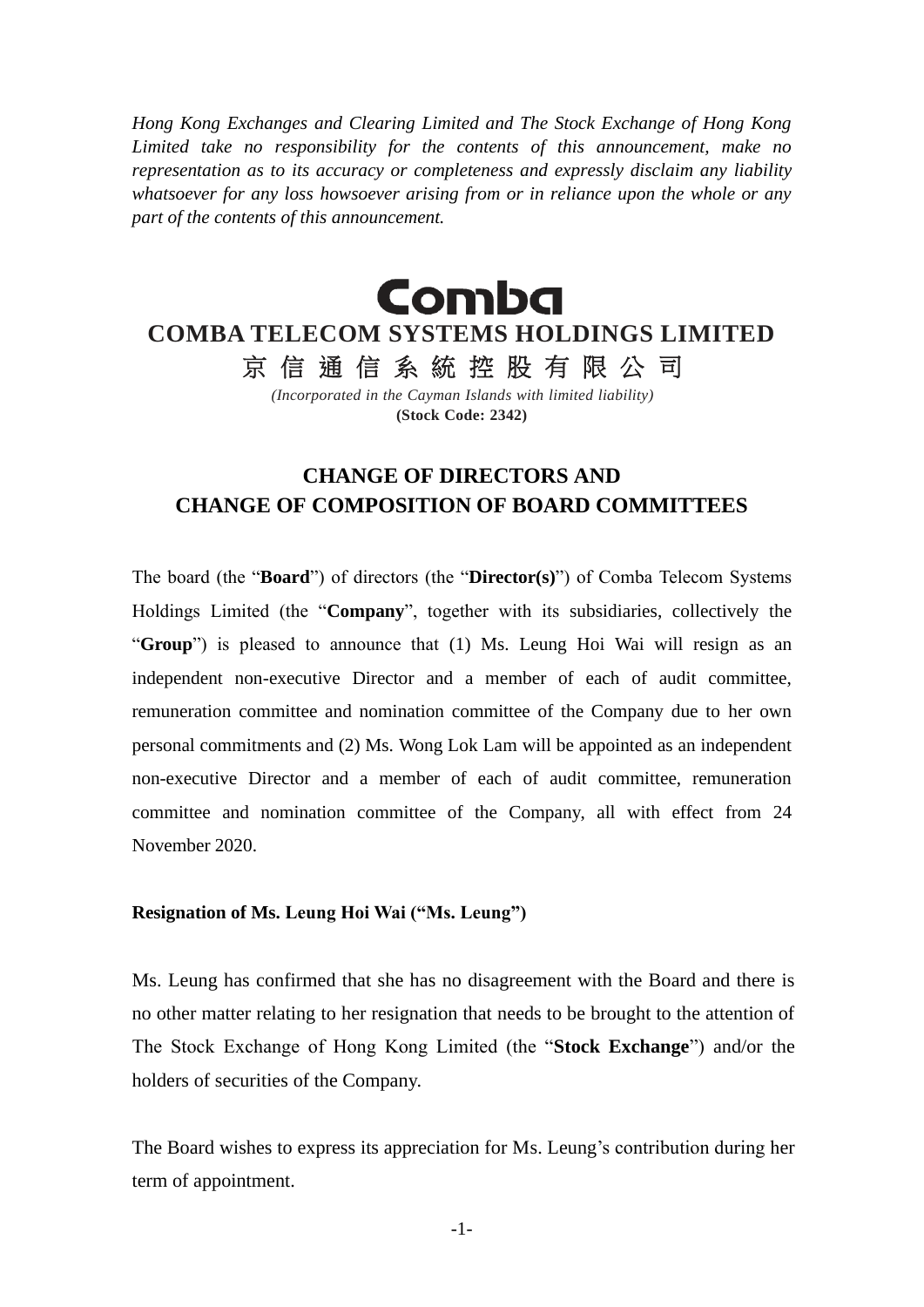*Hong Kong Exchanges and Clearing Limited and The Stock Exchange of Hong Kong Limited take no responsibility for the contents of this announcement, make no representation as to its accuracy or completeness and expressly disclaim any liability whatsoever for any loss howsoever arising from or in reliance upon the whole or any part of the contents of this announcement.*

Comba

# COMBA TELECOM SYSTEMS HOLDINGS LIMITED

# 京信通信系統控股有限公司

*(Incorporated in the Cayman Islands with limited liability)*

**(Stock Code: 2342)**

## CHANGE OF DIRECTORS AND CHANGE OF COMPOSITION OF BOARD COMMITTEES

The board (the "**Board**") of directors (the "**Director(s)**") of Comba Telecom Systems Holdings Limited (the "**Company**", together with its subsidiaries, collectively the "**Group**") is pleased to announce that (1) Ms. Leung Hoi Wai will resign as an independent non-executive Director and a member of each of audit committee, remuneration committee and nomination committee of the Company due to her own personal commitments and (2) Ms. Wong Lok Lam will be appointed as an independent non-executive Director and a member of each of audit committee, remuneration committee and nomination committee of the Company, all with effect from 24 November 2020.

### Resignation of Ms. Leung Hoi Wai ("Ms. Leung")

Ms. Leung has confirmed that she has no disagreement with the Board and there is no other matter relating to her resignation that needs to be brought to the attention of The Stock Exchange of Hong Kong Limited (the "**Stock Exchange**") and/or the holders of securities of the Company.

The Board wishes to express its appreciation for Ms. Leung's contribution during her term of appointment.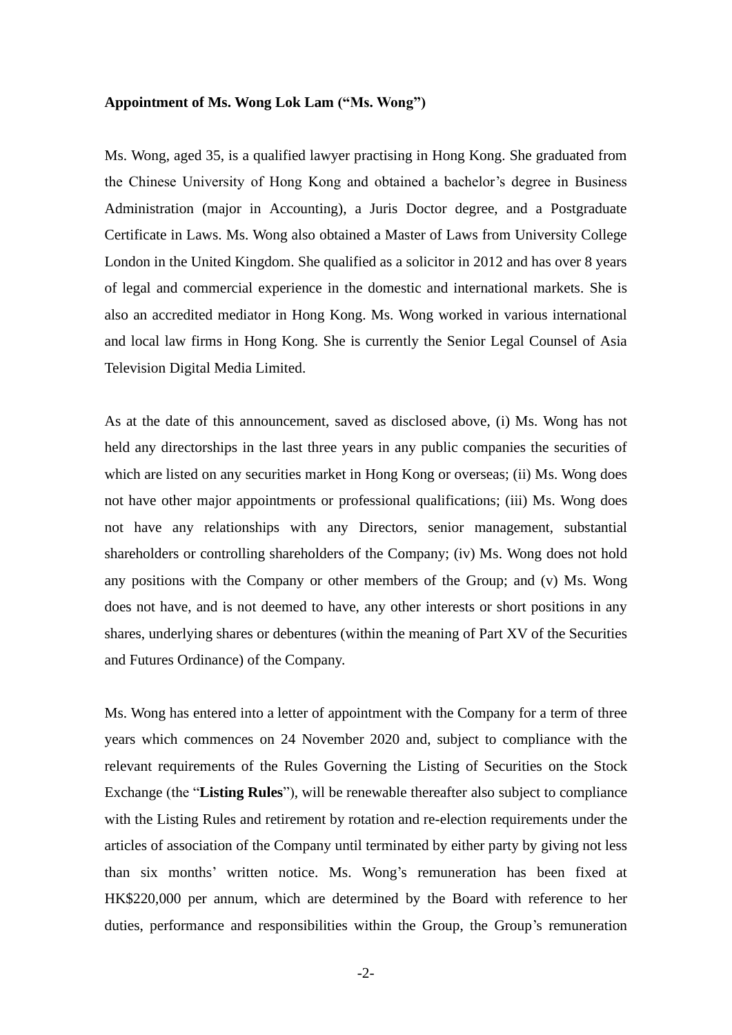**Appointment of Ms. Wong Lok Lam ("Ms. Wong")**

Ms. Wong, aged 35, is a qualified lawyer practising in Hong Kong. She graduated from the Chinese University of Hong Kong and obtained a bachelor's degree in Business Administration (major in Accounting), a Juris Doctor degree, and a Postgraduate Certificate in Laws. Ms. Wong also obtained a Master of Laws from University College London in the United Kingdom. She qualified as a solicitor in 2012 and has over 8 years of legal and commercial experience in the domestic and international markets. She is also an accredited mediator in Hong Kong. Ms. Wong worked in various international and local law firms in Hong Kong. She is currently the Senior Legal Counsel of Asia Television Digital Media Limited.

As at the date of this announcement, saved as disclosed above, (i) Ms. Wong has not held any directorships in the last three years in any public companies the securities of which are listed on any securities market in Hong Kong or overseas; (ii) Ms. Wong does not have other major appointments or professional qualifications; (iii) Ms. Wong does not have any relationships with any Directors, senior management, substantial shareholders or controlling shareholders of the Company; (iv) Ms. Wong does not hold any positions with the Company or other members of the Group; and (v) Ms. Wong does not have, and is not deemed to have, any other interests or short positions in any shares, underlying shares or debentures (within the meaning of Part XV of the Securities and Futures Ordinance) of the Company.

Ms. Wong has entered into a letter of appointment with the Company for a term of three years which commences on 24 November 2020 and, subject to compliance with the relevant requirements of the Rules Governing the Listing of Securities on the Stock Exchange (the "**Listing Rules**"), will be renewable thereafter also subject to compliance with the Listing Rules and retirement by rotation and re-election requirements under the articles of association of the Company until terminated by either party by giving not less than six months' written notice. Ms. Wong's remuneration has been fixed at HK$220,000 per annum, which are determined by the Board with reference to her duties, performance and responsibilities within the Group, the Group's remuneration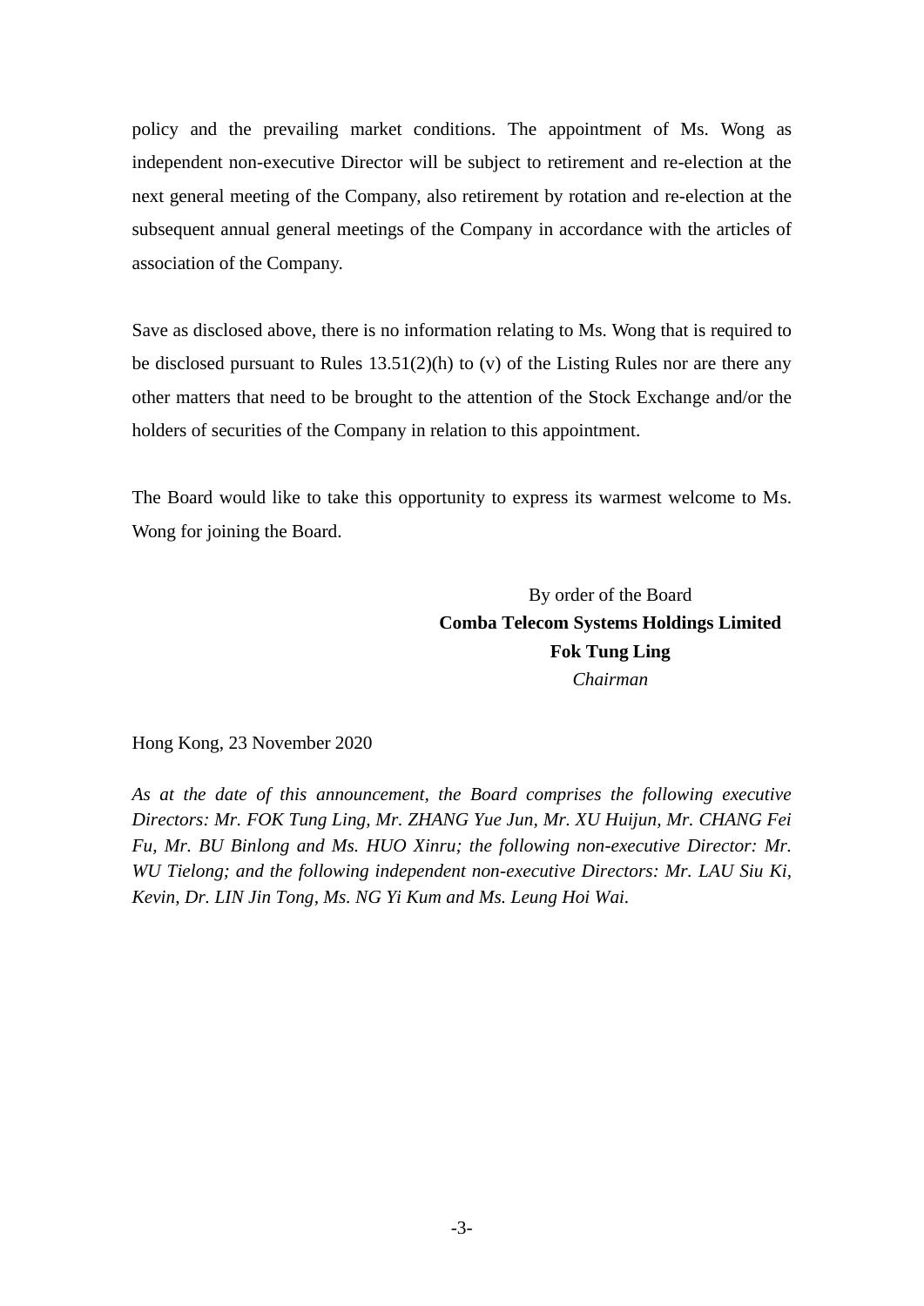policy and the prevailing market conditions. The appointment of Ms. Wong as independent non-executive Director will be subject to retirement and re-election at the next general meeting of the Company, also retirement by rotation and re-election at the subsequent annual general meetings of the Company in accordance with the articles of association of the Company.

Save as disclosed above, there is no information relating to Ms. Wong that is required to be disclosed pursuant to Rules 13.51(2)(h) to (v) of the Listing Rules nor are there any other matters that need to be brought to the attention of the Stock Exchange and/or the holders of securities of the Company in relation to this appointment.

The Board would like to take this opportunity to express its warmest welcome to Ms. Wong for joining the Board.

By order of the Board
**Comba Telecom Systems Holdings Limited**
**Fok Tung Ling**
*Chairman*

Hong Kong, 23 November 2020

*As at the date of this announcement, the Board comprises the following executive Directors: Mr. FOK Tung Ling, Mr. ZHANG Yue Jun, Mr. XU Huijun, Mr. CHANG Fei Fu, Mr. BU Binlong and Ms. HUO Xinru; the following non-executive Director: Mr. WU Tielong; and the following independent non-executive Directors: Mr. LAU Siu Ki, Kevin, Dr. LIN Jin Tong, Ms. NG Yi Kum and Ms. Leung Hoi Wai.*